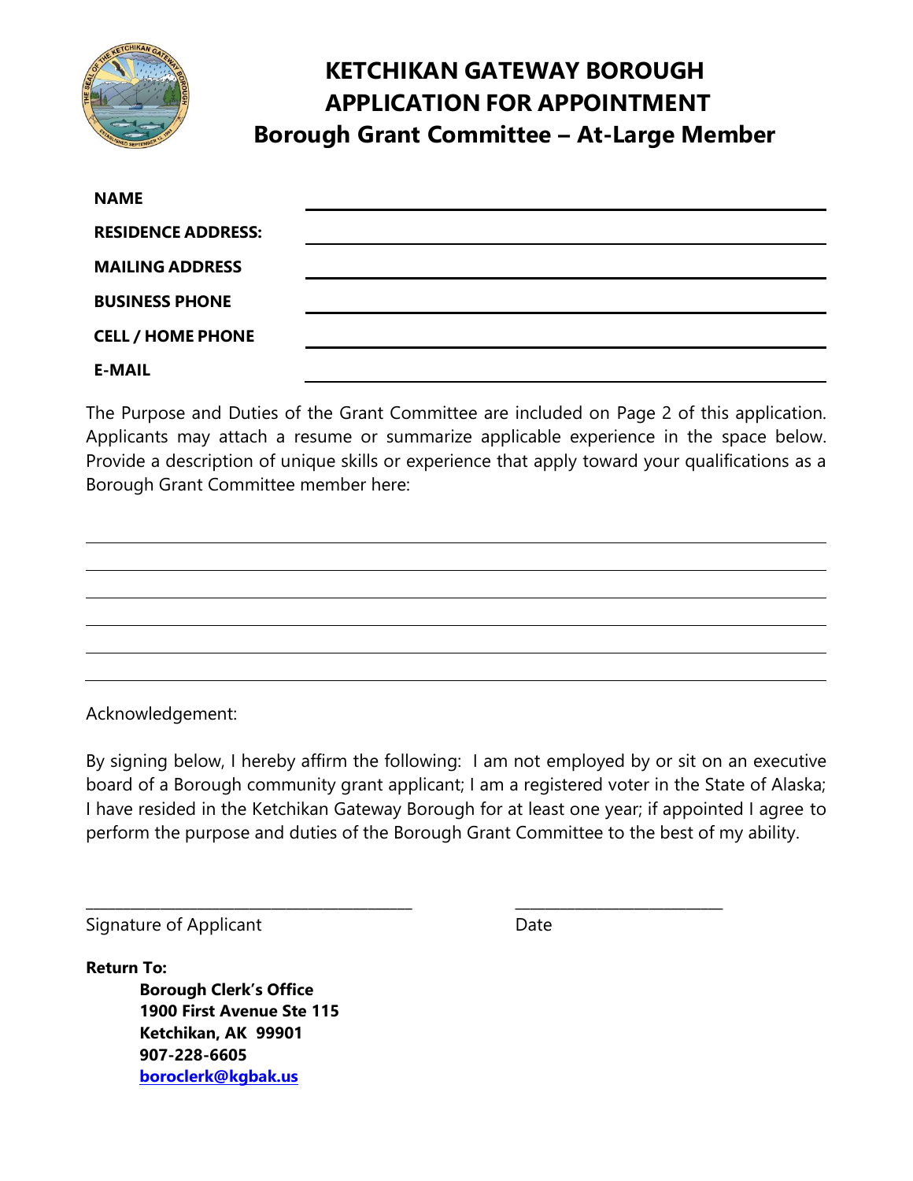# KETCHIKAN GATEWAY BOROUGH
# APPLICATION FOR APPOINTMENT
## Borough Grant Committee – At-Large Member

| | |
|---|---|
| **NAME** | |
| **RESIDENCE ADDRESS:** | |
| **MAILING ADDRESS** | |
| **BUSINESS PHONE** | |
| **CELL / HOME PHONE** | |
| **E-MAIL** | |

The Purpose and Duties of the Grant Committee are included on Page 2 of this application. Applicants may attach a resume or summarize applicable experience in the space below. Provide a description of unique skills or experience that apply toward your qualifications as a Borough Grant Committee member here:

______________________________________________

______________________________________________

______________________________________________

______________________________________________

______________________________________________

______________________________________________

Acknowledgement:

By signing below, I hereby affirm the following: I am not employed by or sit on an executive board of a Borough community grant applicant; I am a registered voter in the State of Alaska; I have resided in the Ketchikan Gateway Borough for at least one year; if appointed I agree to perform the purpose and duties of the Borough Grant Committee to the best of my ability.

______________________________ ______________________

Signature of Applicant Date

**Return To:**

**Borough Clerk's Office**
**1900 First Avenue Ste 115**
**Ketchikan, AK 99901**
**907-228-6605**
**boroclerk@kgbak.us**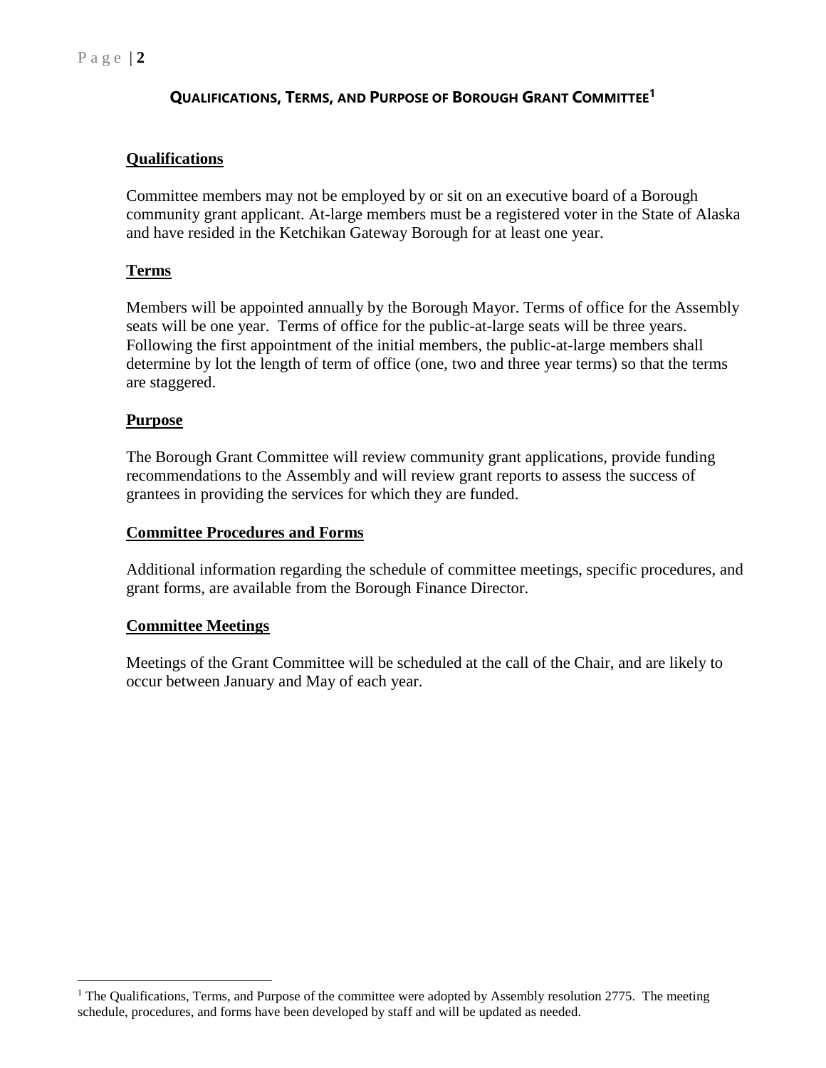## Qualifications, Terms, and Purpose of Borough Grant Committee[1]

### Qualifications

Committee members may not be employed by or sit on an executive board of a Borough community grant applicant. At-large members must be a registered voter in the State of Alaska and have resided in the Ketchikan Gateway Borough for at least one year.

### Terms

Members will be appointed annually by the Borough Mayor. Terms of office for the Assembly seats will be one year. Terms of office for the public-at-large seats will be three years. Following the first appointment of the initial members, the public-at-large members shall determine by lot the length of term of office (one, two and three year terms) so that the terms are staggered.

### Purpose

The Borough Grant Committee will review community grant applications, provide funding recommendations to the Assembly and will review grant reports to assess the success of grantees in providing the services for which they are funded.

### Committee Procedures and Forms

Additional information regarding the schedule of committee meetings, specific procedures, and grant forms, are available from the Borough Finance Director.

### Committee Meetings

Meetings of the Grant Committee will be scheduled at the call of the Chair, and are likely to occur between January and May of each year.

---

[1] The Qualifications, Terms, and Purpose of the committee were adopted by Assembly resolution 2775. The meeting schedule, procedures, and forms have been developed by staff and will be updated as needed.